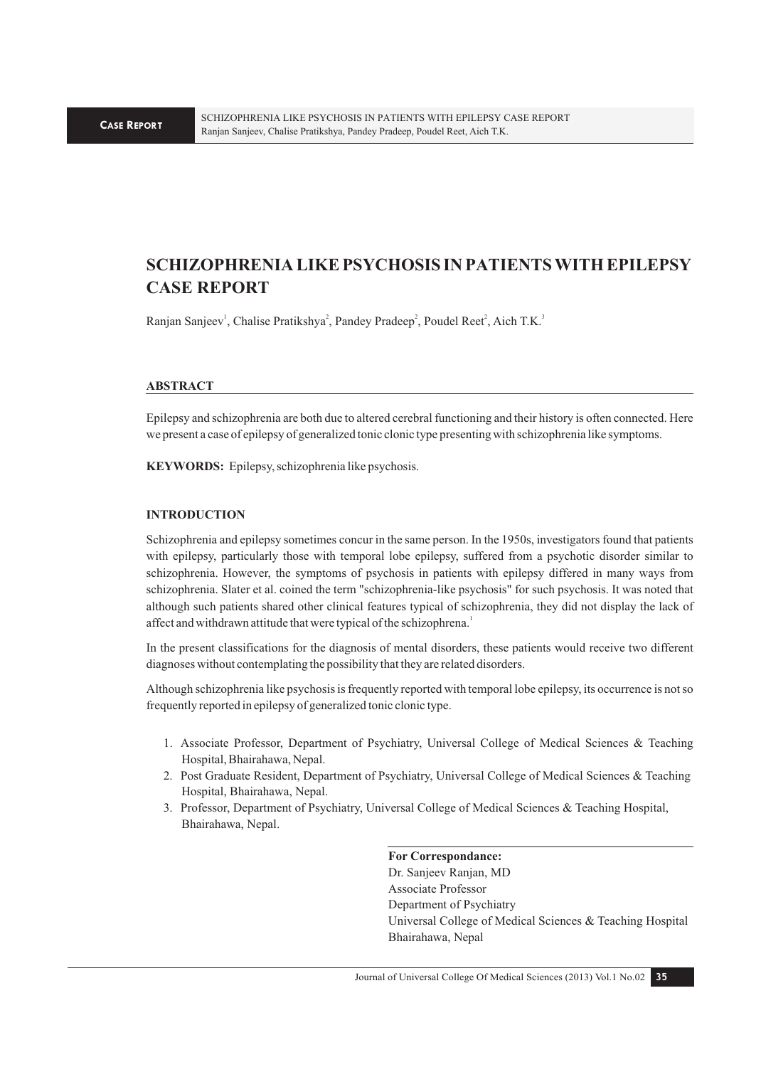# SCHIZOPHRENIA LIKE PSYCHOSIS IN PATIENTS WITH EPILEPSY CASE REPORT

Ranjan Sanjeev[1], Chalise Pratikshya[2], Pandey Pradeep[2], Poudel Reet[2], Aich T.K.[3]

## ABSTRACT

Epilepsy and schizophrenia are both due to altered cerebral functioning and their history is often connected. Here we present a case of epilepsy of generalized tonic clonic type presenting with schizophrenia like symptoms.

**KEYWORDS:** Epilepsy, schizophrenia like psychosis.

## INTRODUCTION

Schizophrenia and epilepsy sometimes concur in the same person. In the 1950s, investigators found that patients with epilepsy, particularly those with temporal lobe epilepsy, suffered from a psychotic disorder similar to schizophrenia. However, the symptoms of psychosis in patients with epilepsy differed in many ways from schizophrenia. Slater et al. coined the term "schizophrenia-like psychosis" for such psychosis. It was noted that although such patients shared other clinical features typical of schizophrenia, they did not display the lack of affect and withdrawn attitude that were typical of the schizophrena.[1]

In the present classifications for the diagnosis of mental disorders, these patients would receive two different diagnoses without contemplating the possibility that they are related disorders.

Although schizophrenia like psychosis is frequently reported with temporal lobe epilepsy, its occurrence is not so frequently reported in epilepsy of generalized tonic clonic type.

1. Associate Professor, Department of Psychiatry, Universal College of Medical Sciences & Teaching Hospital, Bhairahawa, Nepal.
2. Post Graduate Resident, Department of Psychiatry, Universal College of Medical Sciences & Teaching Hospital, Bhairahawa, Nepal.
3. Professor, Department of Psychiatry, Universal College of Medical Sciences & Teaching Hospital, Bhairahawa, Nepal.

**For Correspondance:**
Dr. Sanjeev Ranjan, MD
Associate Professor
Department of Psychiatry
Universal College of Medical Sciences & Teaching Hospital
Bhairahawa, Nepal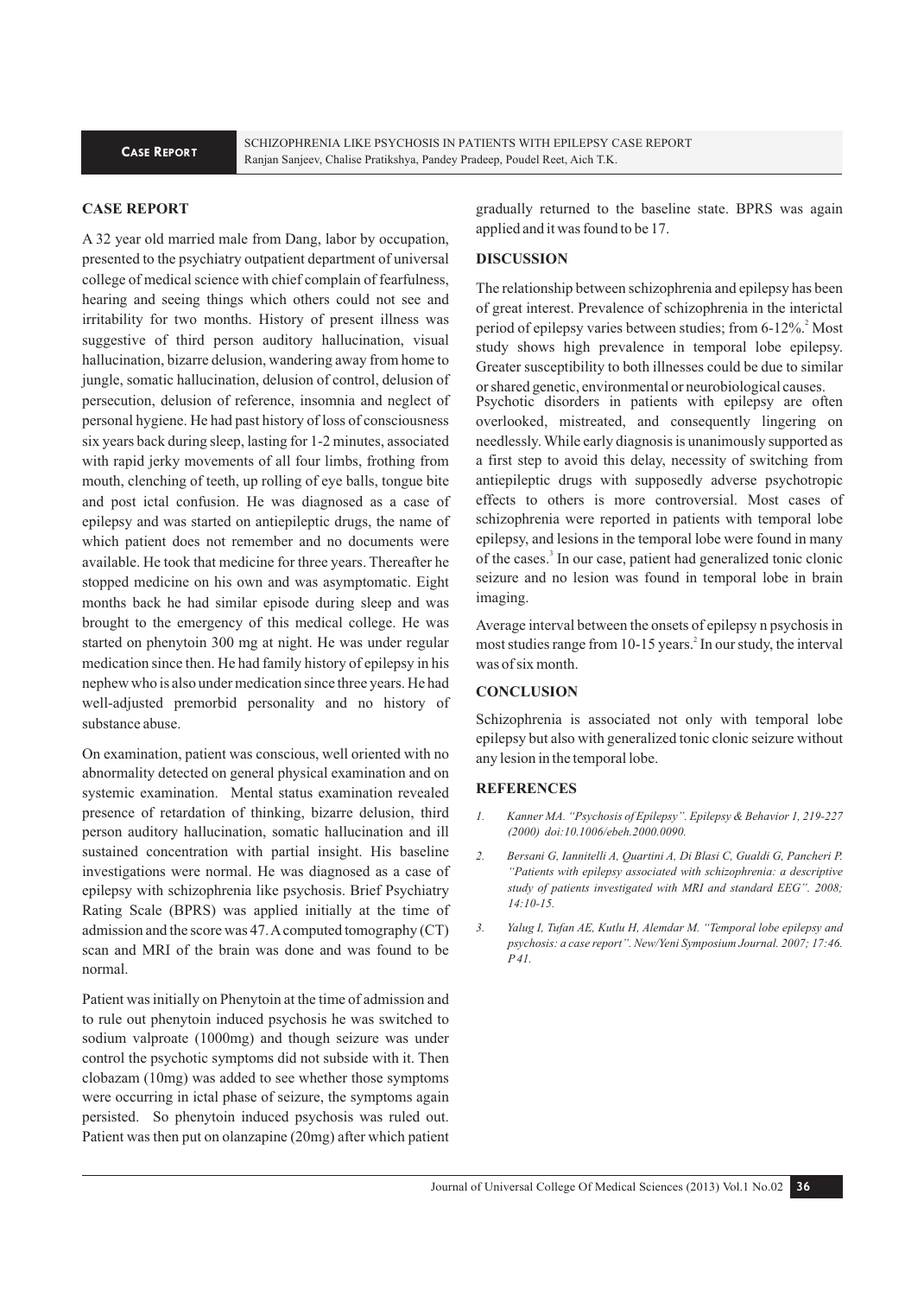## CASE REPORT

A 32 year old married male from Dang, labor by occupation, presented to the psychiatry outpatient department of universal college of medical science with chief complain of fearfulness, hearing and seeing things which others could not see and irritability for two months. History of present illness was suggestive of third person auditory hallucination, visual hallucination, bizarre delusion, wandering away from home to jungle, somatic hallucination, delusion of control, delusion of persecution, delusion of reference, insomnia and neglect of personal hygiene. He had past history of loss of consciousness six years back during sleep, lasting for 1-2 minutes, associated with rapid jerky movements of all four limbs, frothing from mouth, clenching of teeth, up rolling of eye balls, tongue bite and post ictal confusion. He was diagnosed as a case of epilepsy and was started on antiepileptic drugs, the name of which patient does not remember and no documents were available. He took that medicine for three years. Thereafter he stopped medicine on his own and was asymptomatic. Eight months back he had similar episode during sleep and was brought to the emergency of this medical college. He was started on phenytoin 300 mg at night. He was under regular medication since then. He had family history of epilepsy in his nephew who is also under medication since three years. He had well-adjusted premorbid personality and no history of substance abuse.

On examination, patient was conscious, well oriented with no abnormality detected on general physical examination and on systemic examination. Mental status examination revealed presence of retardation of thinking, bizarre delusion, third person auditory hallucination, somatic hallucination and ill sustained concentration with partial insight. His baseline investigations were normal. He was diagnosed as a case of epilepsy with schizophrenia like psychosis. Brief Psychiatry Rating Scale (BPRS) was applied initially at the time of admission and the score was 47. A computed tomography (CT) scan and MRI of the brain was done and was found to be normal.

Patient was initially on Phenytoin at the time of admission and to rule out phenytoin induced psychosis he was switched to sodium valproate (1000mg) and though seizure was under control the psychotic symptoms did not subside with it. Then clobazam (10mg) was added to see whether those symptoms were occurring in ictal phase of seizure, the symptoms again persisted. So phenytoin induced psychosis was ruled out. Patient was then put on olanzapine (20mg) after which patient gradually returned to the baseline state. BPRS was again applied and it was found to be 17.

## DISCUSSION

The relationship between schizophrenia and epilepsy has been of great interest. Prevalence of schizophrenia in the interictal period of epilepsy varies between studies; from 6-12%.[2] Most study shows high prevalence in temporal lobe epilepsy. Greater susceptibility to both illnesses could be due to similar or shared genetic, environmental or neurobiological causes. Psychotic disorders in patients with epilepsy are often overlooked, mistreated, and consequently lingering on needlessly. While early diagnosis is unanimously supported as a first step to avoid this delay, necessity of switching from antiepileptic drugs with supposedly adverse psychotropic effects to others is more controversial. Most cases of schizophrenia were reported in patients with temporal lobe epilepsy, and lesions in the temporal lobe were found in many of the cases.[3] In our case, patient had generalized tonic clonic seizure and no lesion was found in temporal lobe in brain imaging.

Average interval between the onsets of epilepsy n psychosis in most studies range from 10-15 years.[2] In our study, the interval was of six month.

## CONCLUSION

Schizophrenia is associated not only with temporal lobe epilepsy but also with generalized tonic clonic seizure without any lesion in the temporal lobe.

## REFERENCES

1. *Kanner MA. "Psychosis of Epilepsy". Epilepsy & Behavior 1, 219-227 (2000) doi:10.1006/ebeh.2000.0090.*
2. *Bersani G, Iannitelli A, Quartini A, Di Blasi C, Gualdi G, Pancheri P. "Patients with epilepsy associated with schizophrenia: a descriptive study of patients investigated with MRI and standard EEG". 2008; 14:10-15.*
3. *Yalug I, Tufan AE, Kutlu H, Alemdar M. "Temporal lobe epilepsy and psychosis: a case report". New/Yeni Symposium Journal. 2007; 17:46. P 41.*